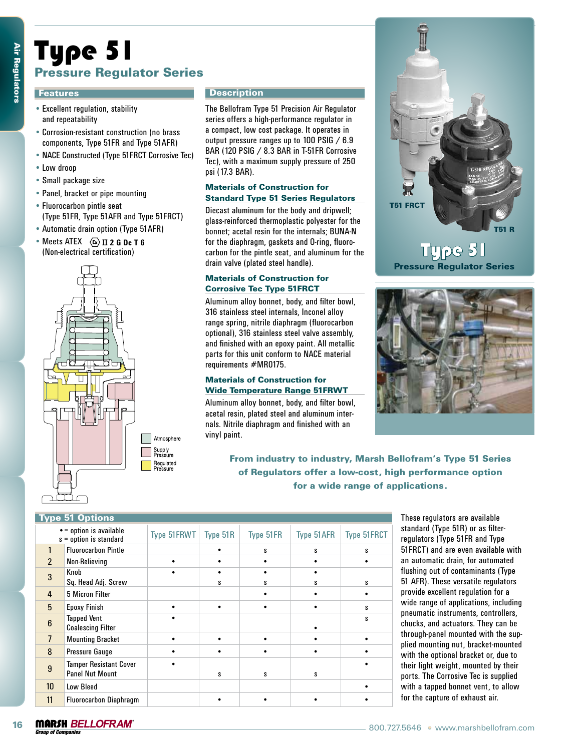# Type 51

## Pressure Regulator Series

### Features

- Excellent regulation, stability and repeatability
- Corrosion-resistant construction (no brass components, Type 51FR and Type 51AFR)
- NACE Constructed (Type 51FRCT Corrosive Tec)
- Low droop
- Small package size
- Panel, bracket or pipe mounting
- Fluorocarbon pintle seat (Type 51FR, Type 51AFR and Type 51FRCT)
- Automatic drain option (Type 51AFR)
- Meets ATEX Ex II 2 G Dc T 6 (Non-electrical certification)

Atmosphere

Supply Pressure

Regulated Pressure

### Description

The Bellofram Type 51 Precision Air Regulator series offers a high-performance regulator in a compact, low cost package. It operates in output pressure ranges up to 100 PSIG / 6.9 BAR (120 PSIG / 8.3 BAR in T-51FR Corrosive Tec), with a maximum supply pressure of 250 psi (17.3 BAR).

#### Materials of Construction for Standard Type 51 Series Regulators

Diecast aluminum for the body and dripwell; glass-reinforced thermoplastic polyester for the bonnet; acetal resin for the internals; BUNA-N for the diaphragm, gaskets and O-ring, fluorocarbon for the pintle seat, and aluminum for the drain valve (plated steel handle).

#### Materials of Construction for Corrosive Tec Type 51FRCT

Aluminum alloy bonnet, body, and filter bowl, 316 stainless steel internals, Inconel alloy range spring, nitrile diaphragm (fluorocarbon optional), 316 stainless steel valve assembly, and finished with an epoxy paint. All metallic parts for this unit conform to NACE material requirements #MR0175.

#### Materials of Construction for Wide Temperature Range 51FRWT

Aluminum alloy bonnet, body, and filter bowl, acetal resin, plated steel and aluminum internals. Nitrile diaphragm and finished with an vinyl paint.

T51 FRCT

T51 R

**Type 51**

**Pressure Regulator Series**

**From industry to industry, Marsh Bellofram's Type 51 Series of Regulators offer a low-cost, high performance option for a wide range of applications.**

### Type 51 Options

| | • = option is available<br>s = option is standard | Type 51FRWT | Type 51R | Type 51FR | Type 51AFR | Type 51FRCT |
|---|---|---|---|---|---|---|
| 1 | Fluorocarbon Pintle | | • | s | s | s |
| 2 | Non-Relieving | • | • | • | • | • |
| 3 | Knob<br>Sq. Head Adj. Screw | • | •<br>s | •<br>s | •<br>s | s |
| 4 | 5 Micron Filter | | | • | • | • |
| 5 | Epoxy Finish | • | • | • | • | s |
| 6 | Tapped Vent<br>Coalescing Filter | • | | | • | s |
| 7 | Mounting Bracket | • | • | • | • | • |
| 8 | Pressure Gauge | • | • | • | • | • |
| 9 | Tamper Resistant Cover<br>Panel Nut Mount | • | s | s | s | • |
| 10 | Low Bleed | | | | | • |
| 11 | Fluorocarbon Diaphragm | | • | • | • | • |

These regulators are available standard (Type 51R) or as filter-regulators (Type 51FR and Type 51FRCT) and are even available with an automatic drain, for automated flushing out of contaminants (Type 51 AFR). These versatile regulators provide excellent regulation for a wide range of applications, including pneumatic instruments, controllers, chucks, and actuators. They can be through-panel mounted with the supplied mounting nut, bracket-mounted with the optional bracket or, due to their light weight, mounted by their ports. The Corrosive Tec is supplied with a tapped bonnet vent, to allow for the capture of exhaust air.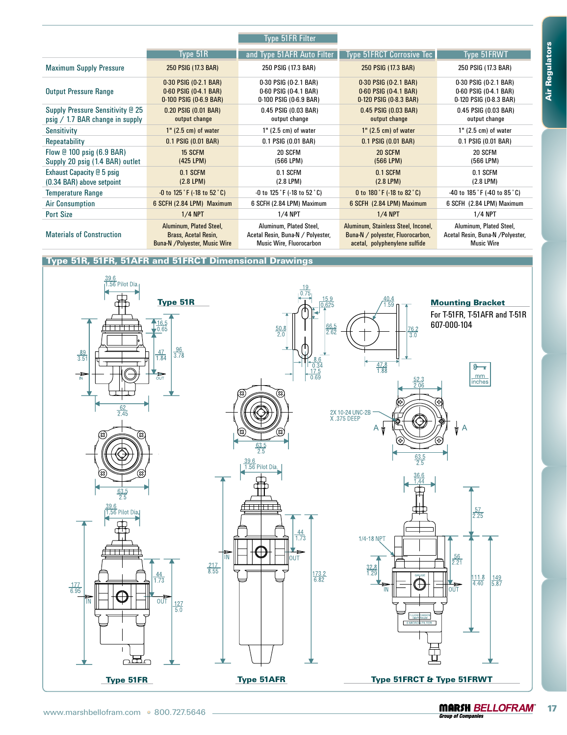| | Type 51R | Type 51FR Filter and Type 51AFR Auto Filter | Type 51FRCT Corrosive Tec | Type 51FRWT |
|---|---|---|---|---|
| Maximum Supply Pressure | 250 PSIG (17.3 BAR) | 250 PSIG (17.3 BAR) | 250 PSIG (17.3 BAR) | 250 PSIG (17.3 BAR) |
| Output Pressure Range | 0-30 PSIG (0-2.1 BAR)<br>0-60 PSIG (0-4.1 BAR)<br>0-100 PSIG (0-6.9 BAR) | 0-30 PSIG (0-2.1 BAR)<br>0-60 PSIG (0-4.1 BAR)<br>0-100 PSIG (0-6.9 BAR) | 0-30 PSIG (0-2.1 BAR)<br>0-60 PSIG (0-4.1 BAR)<br>0-120 PSIG (0-8.3 BAR) | 0-30 PSIG (0-2.1 BAR)<br>0-60 PSIG (0-4.1 BAR)<br>0-120 PSIG (0-8.3 BAR) |
| Supply Pressure Sensitivity @ 25 psig / 1.7 BAR change in supply | 0.20 PSIG (0.01 BAR) output change | 0.45 PSIG (0.03 BAR) output change | 0.45 PSIG (0.03 BAR) output change | 0.45 PSIG (0.03 BAR) output change |
| Sensitivity | 1" (2.5 cm) of water | 1" (2.5 cm) of water | 1" (2.5 cm) of water | 1" (2.5 cm) of water |
| Repeatability | 0.1 PSIG (0.01 BAR) | 0.1 PSIG (0.01 BAR) | 0.1 PSIG (0.01 BAR) | 0.1 PSIG (0.01 BAR) |
| Flow @ 100 psig (6.9 BAR) Supply 20 psig (1.4 BAR) outlet | 15 SCFM (425 LPM) | 20 SCFM (566 LPM) | 20 SCFM (566 LPM) | 20 SCFM (566 LPM) |
| Exhaust Capacity @ 5 psig (0.34 BAR) above setpoint | 0.1 SCFM (2.8 LPM) | 0.1 SCFM (2.8 LPM) | 0.1 SCFM (2.8 LPM) | 0.1 SCFM (2.8 LPM) |
| Temperature Range | -0 to 125 °F (-18 to 52 °C) | -0 to 125 °F (-18 to 52 °C) | 0 to 180 °F (-18 to 82 °C) | -40 to 185 °F (-40 to 85 °C) |
| Air Consumption | 6 SCFH (2.84 LPM) Maximum | 6 SCFH (2.84 LPM) Maximum | 6 SCFH (2.84 LPM) Maximum | 6 SCFH (2.84 LPM) Maximum |
| Port Size | 1/4 NPT | 1/4 NPT | 1/4 NPT | 1/4 NPT |
| Materials of Construction | Aluminum, Plated Steel, Brass, Acetal Resin, Buna-N /Polyester, Music Wire | Aluminum, Plated Steel, Acetal Resin, Buna-N / Polyester, Music Wire, Fluorocarbon | Aluminum, Stainless Steel, Inconel, Buna-N / polyester, Fluorocarbon, acetal, polyphenylene sulfide | Aluminum, Plated Steel, Acetal Resin, Buna-N /Polyester, Music Wire |

## Type 51R, 51FR, 51AFR and 51FRCT Dimensional Drawings

Type 51R

39.6
1.56 Pilot Dia.
16.5
0.65
89
3.51
47
1.84
96
3.78
IN
OUT
62
2.45
63.5
2.5

Mounting Bracket
For T-51FR, T-51AFR and T-51R
607-000-104

19
0.75
15.9
0.625
50.8
2.0
66.5
2.62
8.6
0.34
17.5
0.69
40.4
1.59
76.2
3.0
47.8
1.88

mm
inches

52.3
2.06
2X 10-24 UNC-2B
X .375 DEEP
A
A
63.5
2.5
63.5
2.5

39.6
1.56 Pilot Dia.
177
6.95
44
1.73
IN
OUT
127
5.0

39.6
1.56 Pilot Dia.
217
8.55
44
1.73
IN
OUT
173.2
6.82

36.6
1.44
57
2.25
1/4-18 NPT
32.8
1.29
56
2.21
IN
OUT
111.8
4.40
149
5.87

Type 51FR

Type 51AFR

Type 51FRCT & Type 51FRWT